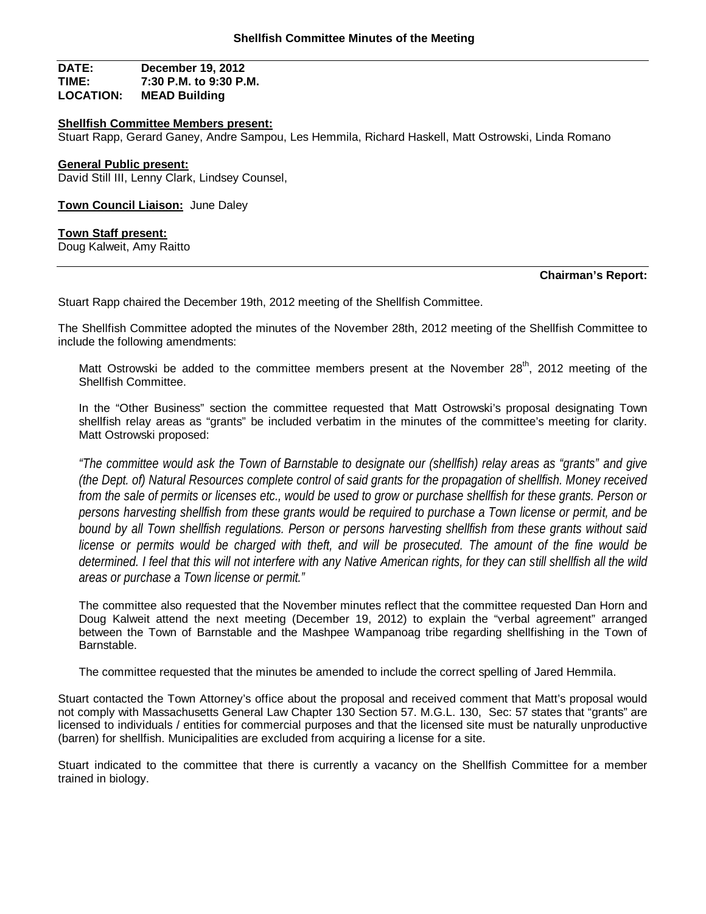## Shellfish Committee Minutes of the Meeting

**DATE:** December 19, 2012
**TIME:** 7:30 P.M. to 9:30 P.M.
**LOCATION:** MEAD Building

**Shellfish Committee Members present:**
Stuart Rapp, Gerard Ganey, Andre Sampou, Les Hemmila, Richard Haskell, Matt Ostrowski, Linda Romano

**General Public present:**
David Still III, Lenny Clark, Lindsey Counsel,

**Town Council Liaison:** June Daley

**Town Staff present:**
Doug Kalweit, Amy Raitto

---

**Chairman's Report:**

Stuart Rapp chaired the December 19th, 2012 meeting of the Shellfish Committee.

The Shellfish Committee adopted the minutes of the November 28th, 2012 meeting of the Shellfish Committee to include the following amendments:

Matt Ostrowski be added to the committee members present at the November 28th, 2012 meeting of the Shellfish Committee.

In the "Other Business" section the committee requested that Matt Ostrowski's proposal designating Town shellfish relay areas as "grants" be included verbatim in the minutes of the committee's meeting for clarity. Matt Ostrowski proposed:

*"The committee would ask the Town of Barnstable to designate our (shellfish) relay areas as "grants" and give (the Dept. of) Natural Resources complete control of said grants for the propagation of shellfish. Money received from the sale of permits or licenses etc., would be used to grow or purchase shellfish for these grants. Person or persons harvesting shellfish from these grants would be required to purchase a Town license or permit, and be bound by all Town shellfish regulations. Person or persons harvesting shellfish from these grants without said license or permits would be charged with theft, and will be prosecuted. The amount of the fine would be determined. I feel that this will not interfere with any Native American rights, for they can still shellfish all the wild areas or purchase a Town license or permit."*

The committee also requested that the November minutes reflect that the committee requested Dan Horn and Doug Kalweit attend the next meeting (December 19, 2012) to explain the "verbal agreement" arranged between the Town of Barnstable and the Mashpee Wampanoag tribe regarding shellfishing in the Town of Barnstable.

The committee requested that the minutes be amended to include the correct spelling of Jared Hemmila.

Stuart contacted the Town Attorney's office about the proposal and received comment that Matt's proposal would not comply with Massachusetts General Law Chapter 130 Section 57. M.G.L. 130, Sec: 57 states that "grants" are licensed to individuals / entities for commercial purposes and that the licensed site must be naturally unproductive (barren) for shellfish. Municipalities are excluded from acquiring a license for a site.

Stuart indicated to the committee that there is currently a vacancy on the Shellfish Committee for a member trained in biology.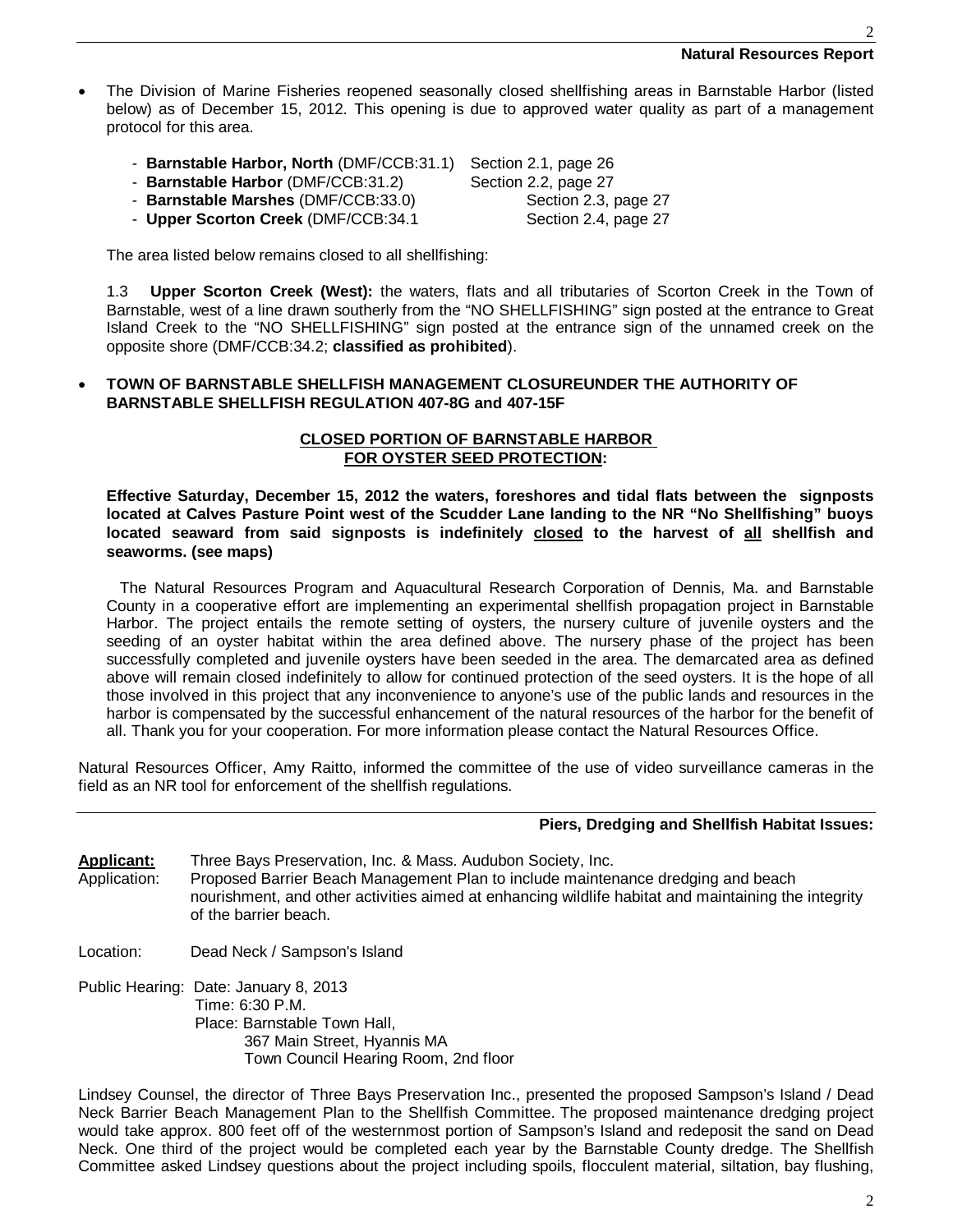- The Division of Marine Fisheries reopened seasonally closed shellfishing areas in Barnstable Harbor (listed below) as of December 15, 2012. This opening is due to approved water quality as part of a management protocol for this area.

  - **Barnstable Harbor, North** (DMF/CCB:31.1) Section 2.1, page 26
  - **Barnstable Harbor** (DMF/CCB:31.2) Section 2.2, page 27
  - **Barnstable Marshes** (DMF/CCB:33.0) Section 2.3, page 27
  - **Upper Scorton Creek** (DMF/CCB:34.1 Section 2.4, page 27

  The area listed below remains closed to all shellfishing:

  1.3 **Upper Scorton Creek (West):** the waters, flats and all tributaries of Scorton Creek in the Town of Barnstable, west of a line drawn southerly from the "NO SHELLFISHING" sign posted at the entrance to Great Island Creek to the "NO SHELLFISHING" sign posted at the entrance sign of the unnamed creek on the opposite shore (DMF/CCB:34.2; **classified as prohibited**).

- **TOWN OF BARNSTABLE SHELLFISH MANAGEMENT CLOSUREUNDER THE AUTHORITY OF BARNSTABLE SHELLFISH REGULATION 407-8G and 407-15F**

  **CLOSED PORTION OF BARNSTABLE HARBOR FOR OYSTER SEED PROTECTION:**

  **Effective Saturday, December 15, 2012 the waters, foreshores and tidal flats between the signposts located at Calves Pasture Point west of the Scudder Lane landing to the NR "No Shellfishing" buoys located seaward from said signposts is indefinitely closed to the harvest of all shellfish and seaworms. (see maps)**

  The Natural Resources Program and Aquacultural Research Corporation of Dennis, Ma. and Barnstable County in a cooperative effort are implementing an experimental shellfish propagation project in Barnstable Harbor. The project entails the remote setting of oysters, the nursery culture of juvenile oysters and the seeding of an oyster habitat within the area defined above. The nursery phase of the project has been successfully completed and juvenile oysters have been seeded in the area. The demarcated area as defined above will remain closed indefinitely to allow for continued protection of the seed oysters. It is the hope of all those involved in this project that any inconvenience to anyone's use of the public lands and resources in the harbor is compensated by the successful enhancement of the natural resources of the harbor for the benefit of all. Thank you for your cooperation. For more information please contact the Natural Resources Office.

Natural Resources Officer, Amy Raitto, informed the committee of the use of video surveillance cameras in the field as an NR tool for enforcement of the shellfish regulations.

### Piers, Dredging and Shellfish Habitat Issues:

**Applicant:** Three Bays Preservation, Inc. & Mass. Audubon Society, Inc.
Application: Proposed Barrier Beach Management Plan to include maintenance dredging and beach nourishment, and other activities aimed at enhancing wildlife habitat and maintaining the integrity of the barrier beach.

Location: Dead Neck / Sampson's Island

Public Hearing: Date: January 8, 2013
Time: 6:30 P.M.
Place: Barnstable Town Hall,
367 Main Street, Hyannis MA
Town Council Hearing Room, 2nd floor

Lindsey Counsel, the director of Three Bays Preservation Inc., presented the proposed Sampson's Island / Dead Neck Barrier Beach Management Plan to the Shellfish Committee. The proposed maintenance dredging project would take approx. 800 feet off of the westernmost portion of Sampson's Island and redeposit the sand on Dead Neck. One third of the project would be completed each year by the Barnstable County dredge. The Shellfish Committee asked Lindsey questions about the project including spoils, flocculent material, siltation, bay flushing,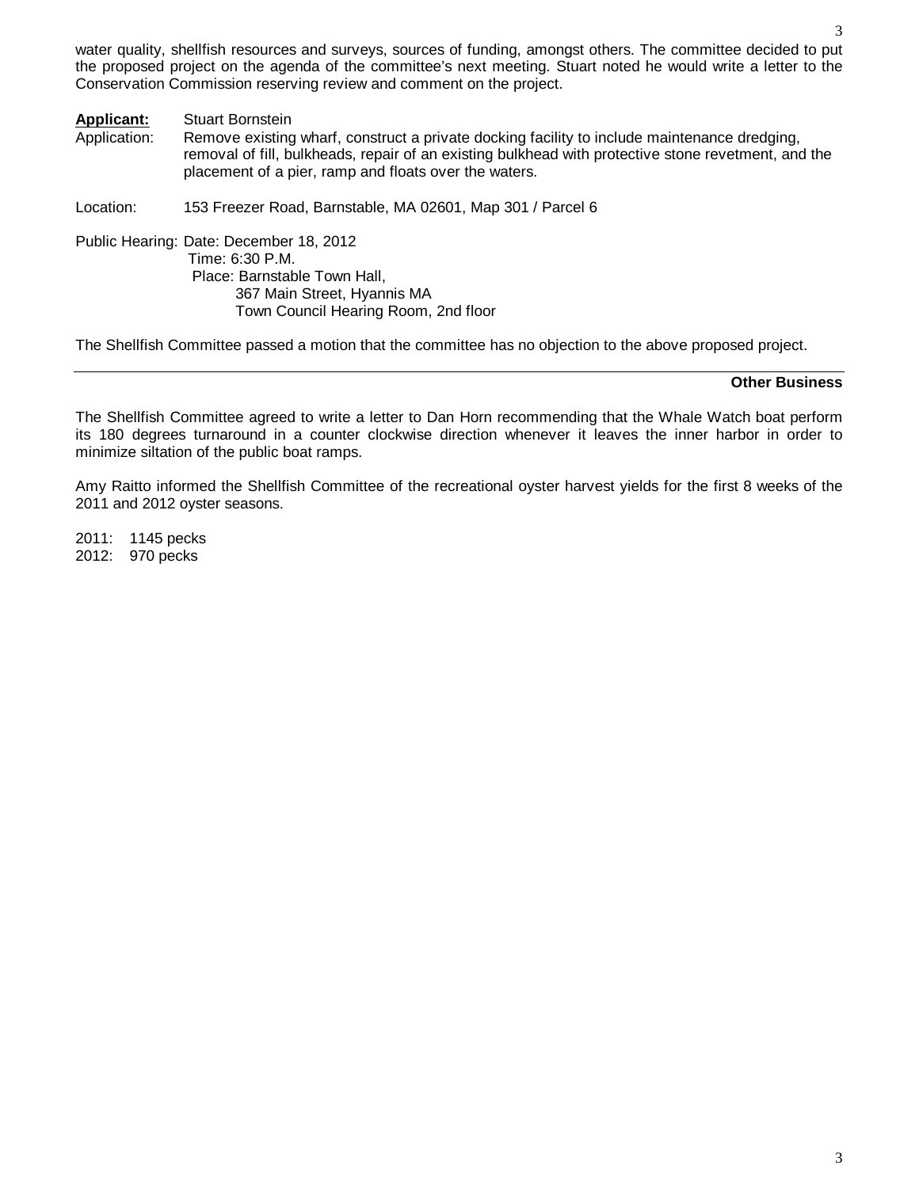water quality, shellfish resources and surveys, sources of funding, amongst others. The committee decided to put the proposed project on the agenda of the committee's next meeting. Stuart noted he would write a letter to the Conservation Commission reserving review and comment on the project.

**Applicant:** Stuart Bornstein

Application: Remove existing wharf, construct a private docking facility to include maintenance dredging, removal of fill, bulkheads, repair of an existing bulkhead with protective stone revetment, and the placement of a pier, ramp and floats over the waters.

Location: 153 Freezer Road, Barnstable, MA 02601, Map 301 / Parcel 6

Public Hearing: Date: December 18, 2012
Time: 6:30 P.M.
Place: Barnstable Town Hall,
367 Main Street, Hyannis MA
Town Council Hearing Room, 2nd floor

The Shellfish Committee passed a motion that the committee has no objection to the above proposed project.

---

**Other Business**

The Shellfish Committee agreed to write a letter to Dan Horn recommending that the Whale Watch boat perform its 180 degrees turnaround in a counter clockwise direction whenever it leaves the inner harbor in order to minimize siltation of the public boat ramps.

Amy Raitto informed the Shellfish Committee of the recreational oyster harvest yields for the first 8 weeks of the 2011 and 2012 oyster seasons.

2011: 1145 pecks
2012: 970 pecks